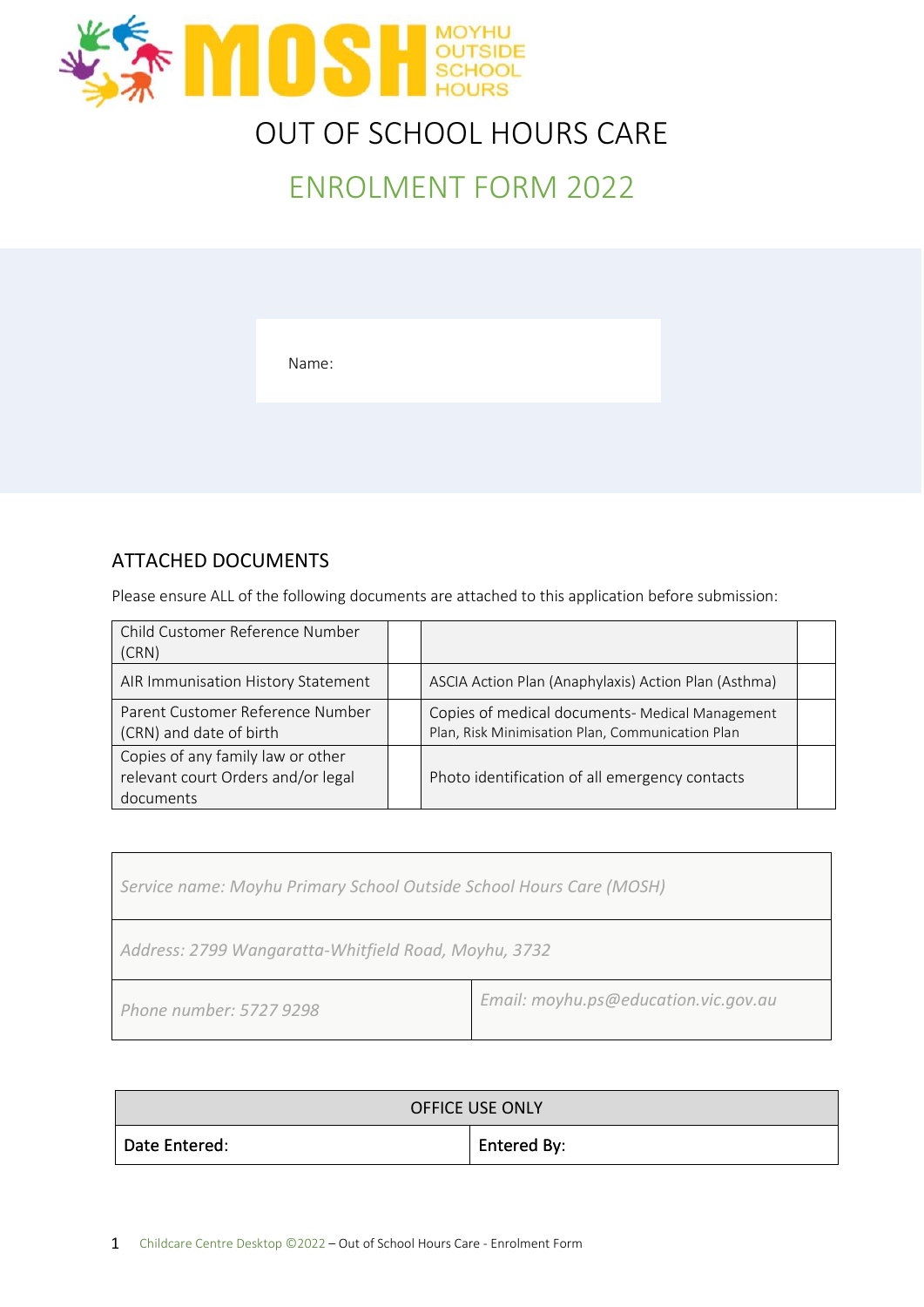MOSH MOYHU OUTSIDE SCHOOL HOURS

# OUT OF SCHOOL HOURS CARE

## ENROLMENT FORM 2022

Name:

## ATTACHED DOCUMENTS

Please ensure ALL of the following documents are attached to this application before submission:

| Child Customer Reference Number (CRN) | | | |
|---|---|---|---|
| AIR Immunisation History Statement | | ASCIA Action Plan (Anaphylaxis) Action Plan (Asthma) | |
| Parent Customer Reference Number (CRN) and date of birth | | Copies of medical documents- Medical Management Plan, Risk Minimisation Plan, Communication Plan | |
| Copies of any family law or other relevant court Orders and/or legal documents | | Photo identification of all emergency contacts | |

| *Service name: Moyhu Primary School Outside School Hours Care (MOSH)* | |
|---|---|
| *Address: 2799 Wangaratta-Whitfield Road, Moyhu, 3732* | |
| *Phone number: 5727 9298* | *Email: moyhu.ps@education.vic.gov.au* |

| OFFICE USE ONLY | |
|---|---|
| **Date Entered:** | **Entered By:** |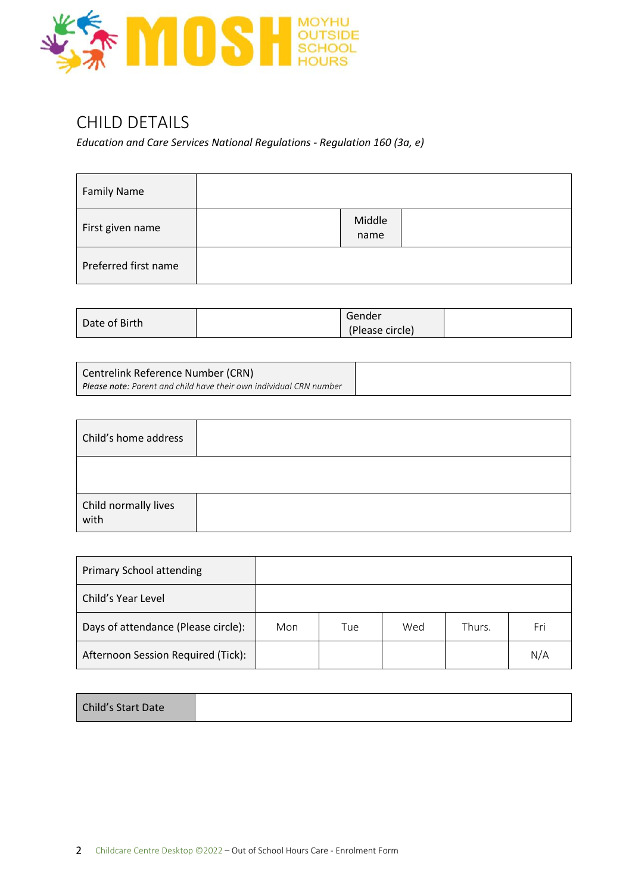# MOSH
MOYHU OUTSIDE SCHOOL HOURS

## CHILD DETAILS

*Education and Care Services National Regulations - Regulation 160 (3a, e)*

| Family Name | | | |
|---|---|---|---|
| First given name | | Middle name | |
| Preferred first name | | | |

| Date of Birth | | Gender (Please circle) | |
|---|---|---|---|

| Centrelink Reference Number (CRN) *Please note: Parent and child have their own individual CRN number* | |
|---|---|

| Child's home address | |
|---|---|
| | |
| Child normally lives with | |

| Primary School attending | | | | | |
|---|---|---|---|---|---|
| Child's Year Level | | | | | |
| Days of attendance (Please circle): | Mon | Tue | Wed | Thurs. | Fri |
| Afternoon Session Required (Tick): | | | | | N/A |

| Child's Start Date | |
|---|---|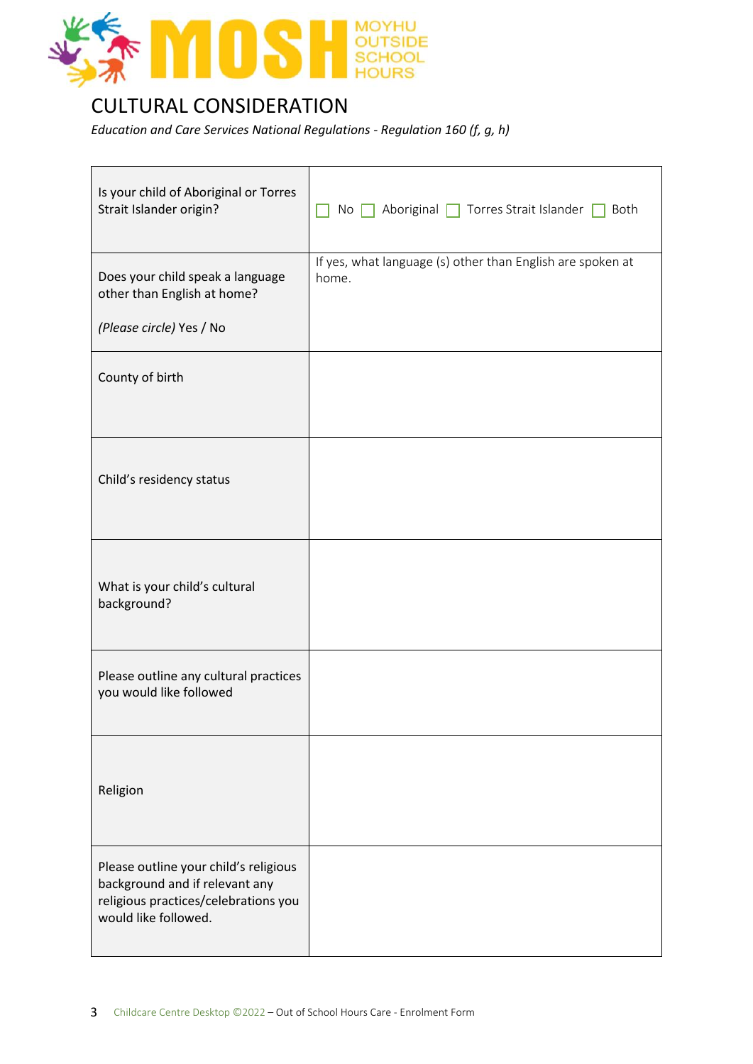MOSH MOYHU OUTSIDE SCHOOL HOURS

# CULTURAL CONSIDERATION

*Education and Care Services National Regulations - Regulation 160 (f, g, h)*

| | |
|---|---|
| Is your child of Aboriginal or Torres Strait Islander origin? | ☐ No ☐ Aboriginal ☐ Torres Strait Islander ☐ Both |
| Does your child speak a language other than English at home?<br><br>*(Please circle)* Yes / No | If yes, what language (s) other than English are spoken at home. |
| County of birth | |
| Child's residency status | |
| What is your child's cultural background? | |
| Please outline any cultural practices you would like followed | |
| Religion | |
| Please outline your child's religious background and if relevant any religious practices/celebrations you would like followed. | |

Childcare Centre Desktop ©2022 – Out of School Hours Care - Enrolment Form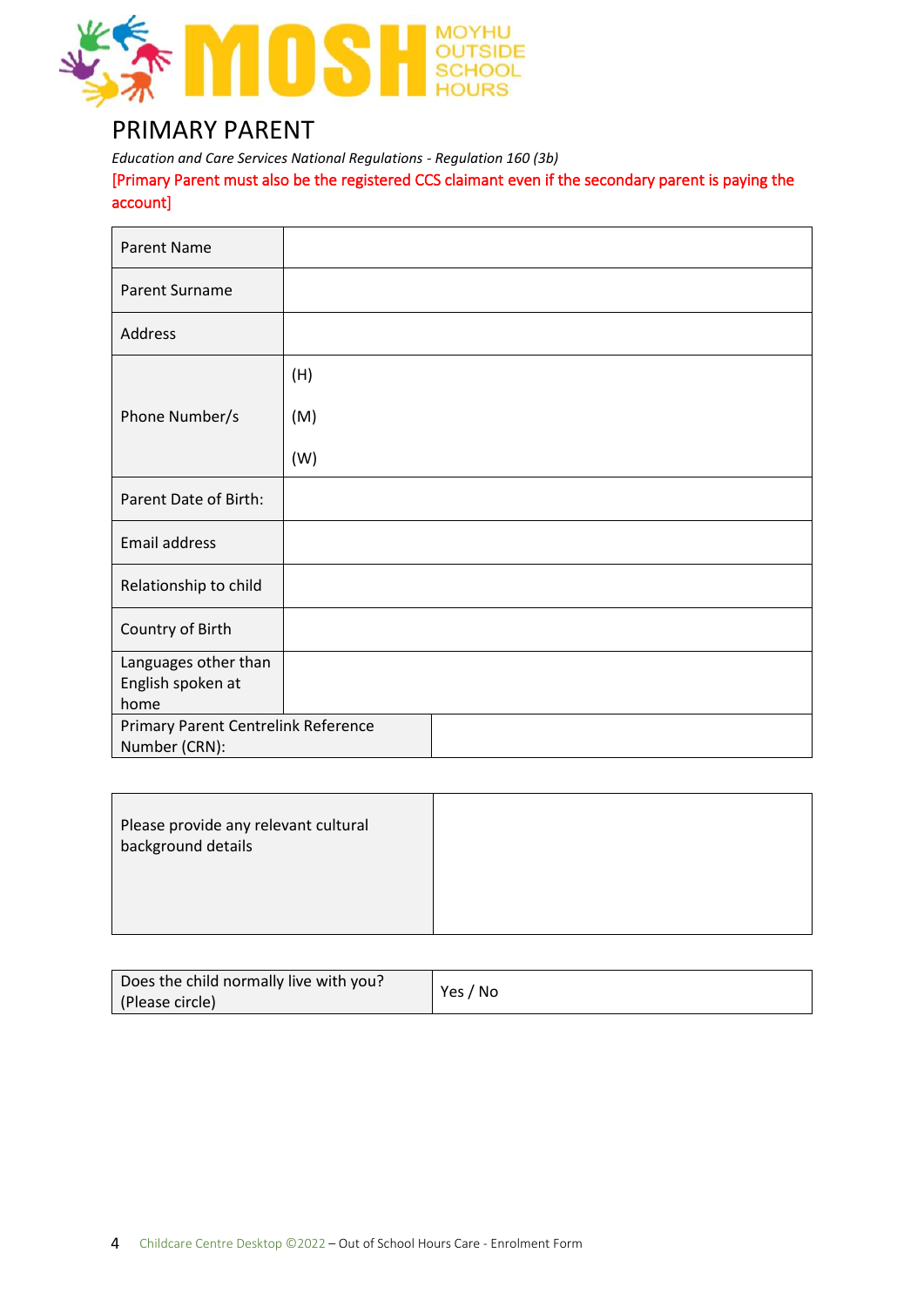MOSH MOYHU OUTSIDE SCHOOL HOURS

# PRIMARY PARENT

*Education and Care Services National Regulations - Regulation 160 (3b)*

[Primary Parent must also be the registered CCS claimant even if the secondary parent is paying the account]

| | |
|---|---|
| Parent Name | |
| Parent Surname | |
| Address | |
| Phone Number/s | (H)<br>(M)<br>(W) |
| Parent Date of Birth: | |
| Email address | |
| Relationship to child | |
| Country of Birth | |
| Languages other than English spoken at home | |
| Primary Parent Centrelink Reference Number (CRN): | |

| | |
|---|---|
| Please provide any relevant cultural background details | |

| | |
|---|---|
| Does the child normally live with you? (Please circle) | Yes / No |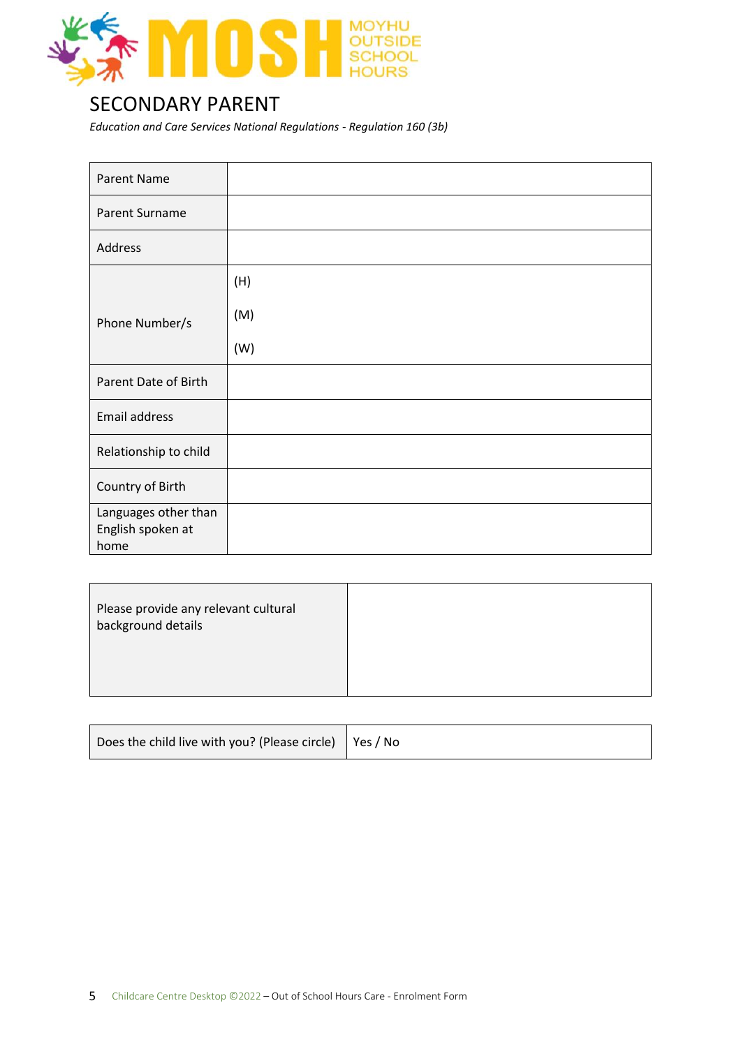# SECONDARY PARENT

*Education and Care Services National Regulations - Regulation 160 (3b)*

| Parent Name | |
|---|---|
| Parent Surname | |
| Address | |
| Phone Number/s | (H)<br>(M)<br>(W) |
| Parent Date of Birth | |
| Email address | |
| Relationship to child | |
| Country of Birth | |
| Languages other than English spoken at home | |

| Please provide any relevant cultural background details | |
|---|---|

| Does the child live with you? (Please circle) | Yes / No |
|---|---|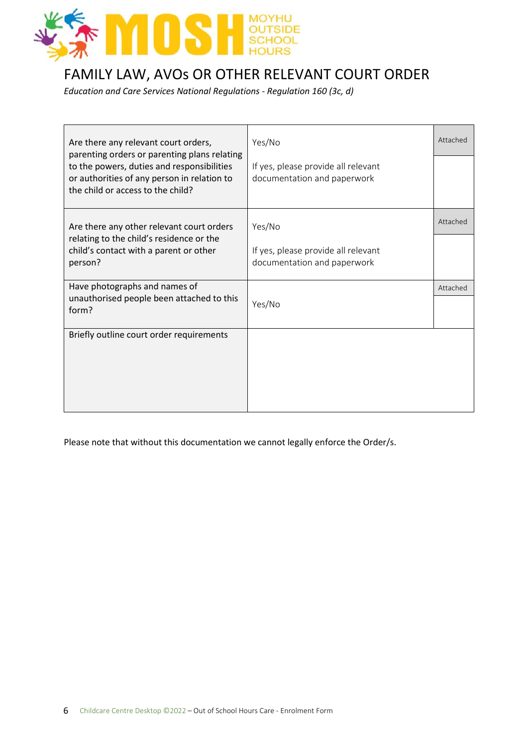# FAMILY LAW, AVOs OR OTHER RELEVANT COURT ORDER

*Education and Care Services National Regulations - Regulation 160 (3c, d)*

| | | |
|---|---|---|
| Are there any relevant court orders, parenting orders or parenting plans relating to the powers, duties and responsibilities or authorities of any person in relation to the child or access to the child? | Yes/No<br><br>If yes, please provide all relevant documentation and paperwork | Attached |
| Are there any other relevant court orders relating to the child's residence or the child's contact with a parent or other person? | Yes/No<br><br>If yes, please provide all relevant documentation and paperwork | Attached |
| Have photographs and names of unauthorised people been attached to this form? | Yes/No | Attached |
| Briefly outline court order requirements | | |

Please note that without this documentation we cannot legally enforce the Order/s.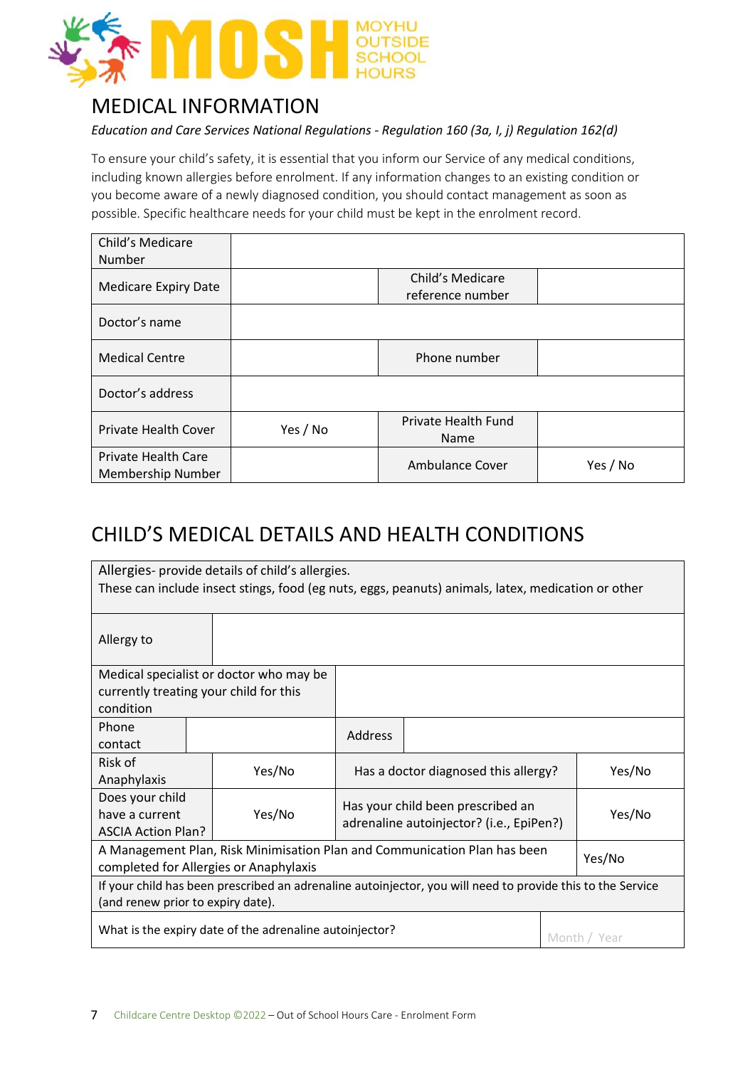MOSH MOYHU OUTSIDE SCHOOL HOURS

# MEDICAL INFORMATION

*Education and Care Services National Regulations - Regulation 160 (3a, I, j) Regulation 162(d)*

To ensure your child's safety, it is essential that you inform our Service of any medical conditions, including known allergies before enrolment. If any information changes to an existing condition or you become aware of a newly diagnosed condition, you should contact management as soon as possible. Specific healthcare needs for your child must be kept in the enrolment record.

| | | | |
|---|---|---|---|
| Child's Medicare Number | | | |
| Medicare Expiry Date | | Child's Medicare reference number | |
| Doctor's name | | | |
| Medical Centre | | Phone number | |
| Doctor's address | | | |
| Private Health Cover | Yes / No | Private Health Fund Name | |
| Private Health Care Membership Number | | Ambulance Cover | Yes / No |

# CHILD'S MEDICAL DETAILS AND HEALTH CONDITIONS

| | | | |
|---|---|---|---|
| Allergies- provide details of child's allergies.<br>These can include insect stings, food (eg nuts, eggs, peanuts) animals, latex, medication or other | | | |
| Allergy to | | | |
| Medical specialist or doctor who may be currently treating your child for this condition | | | |
| Phone contact | | Address | |
| Risk of Anaphylaxis | Yes/No | Has a doctor diagnosed this allergy? | Yes/No |
| Does your child have a current ASCIA Action Plan? | Yes/No | Has your child been prescribed an adrenaline autoinjector? (i.e., EpiPen?) | Yes/No |
| A Management Plan, Risk Minimisation Plan and Communication Plan has been completed for Allergies or Anaphylaxis | | | Yes/No |
| If your child has been prescribed an adrenaline autoinjector, you will need to provide this to the Service (and renew prior to expiry date). | | | |
| What is the expiry date of the adrenaline autoinjector? | | | Month / Year |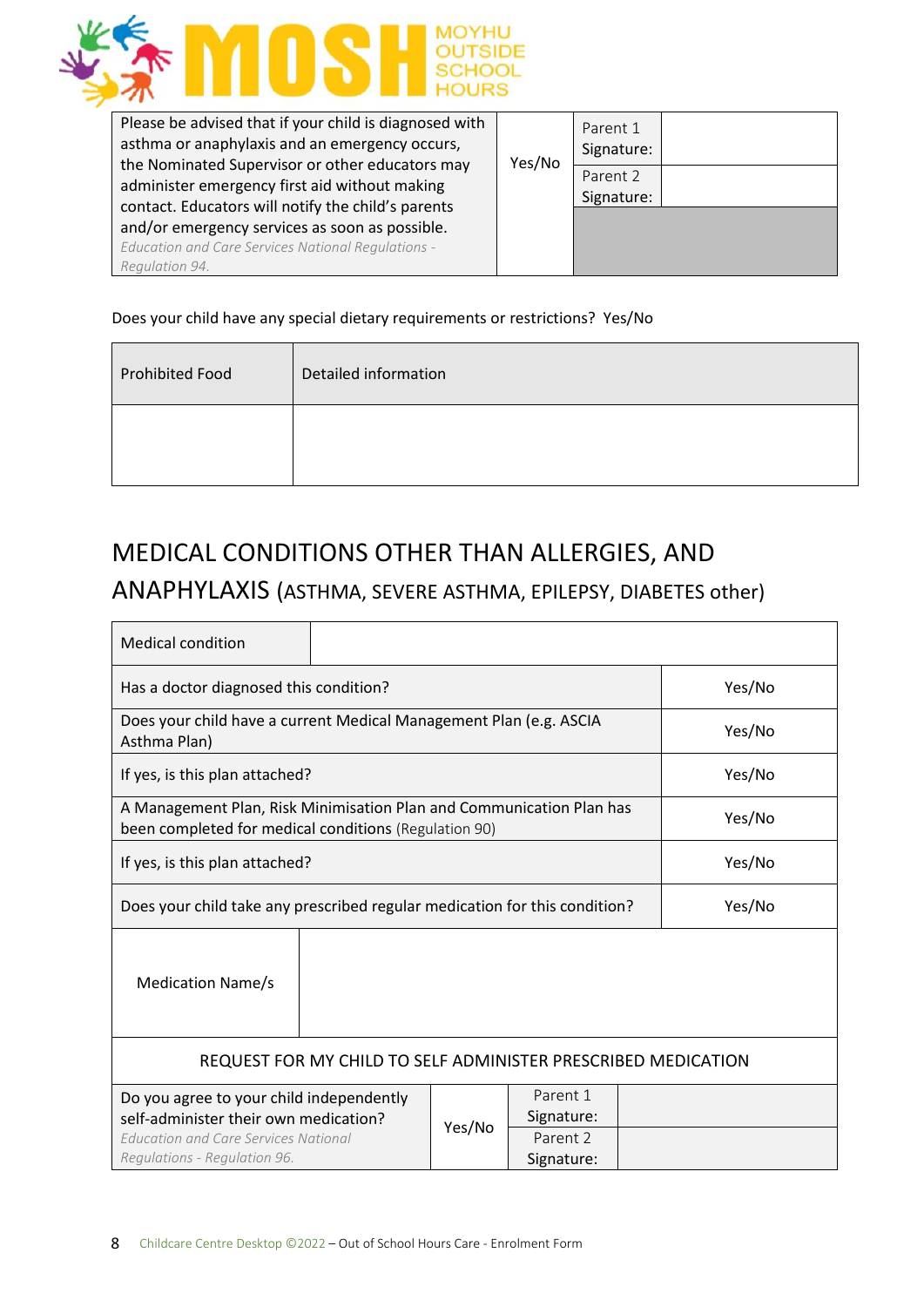MOSH MOYHU OUTSIDE SCHOOL HOURS

| Please be advised that if your child is diagnosed with asthma or anaphylaxis and an emergency occurs, the Nominated Supervisor or other educators may administer emergency first aid without making contact. Educators will notify the child's parents and/or emergency services as soon as possible. *Education and Care Services National Regulations - Regulation 94.* | Yes/No | Parent 1 Signature: | |
|---|---|---|---|
| | | Parent 2 Signature: | |

Does your child have any special dietary requirements or restrictions? Yes/No

| Prohibited Food | Detailed information |
|---|---|
| | |

## MEDICAL CONDITIONS OTHER THAN ALLERGIES, AND ANAPHYLAXIS (ASTHMA, SEVERE ASTHMA, EPILEPSY, DIABETES other)

| Medical condition | |
|---|---|
| Has a doctor diagnosed this condition? | Yes/No |
| Does your child have a current Medical Management Plan (e.g. ASCIA Asthma Plan) | Yes/No |
| If yes, is this plan attached? | Yes/No |
| A Management Plan, Risk Minimisation Plan and Communication Plan has been completed for medical conditions (Regulation 90) | Yes/No |
| If yes, is this plan attached? | Yes/No |
| Does your child take any prescribed regular medication for this condition? | Yes/No |
| Medication Name/s | |

**REQUEST FOR MY CHILD TO SELF ADMINISTER PRESCRIBED MEDICATION**

| Do you agree to your child independently self-administer their own medication? *Education and Care Services National Regulations - Regulation 96.* | Yes/No | Parent 1 Signature: | |
|---|---|---|---|
| | | Parent 2 Signature: | |

Childcare Centre Desktop ©2022 – Out of School Hours Care - Enrolment Form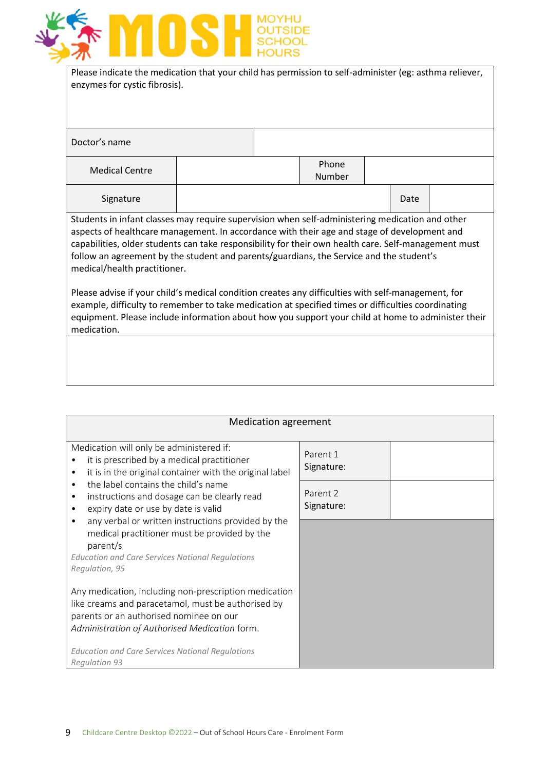| Please indicate the medication that your child has permission to self-administer (eg: asthma reliever, enzymes for cystic fibrosis). | | | | | |
|---|---|---|---|---|---|
| | | | | | |
| Doctor's name | | | | | |
| Medical Centre | | Phone Number | | | |
| Signature | | | | Date | |
| Students in infant classes may require supervision when self-administering medication and other aspects of healthcare management. In accordance with their age and stage of development and capabilities, older students can take responsibility for their own health care. Self-management must follow an agreement by the student and parents/guardians, the Service and the student's medical/health practitioner.<br><br>Please advise if your child's medical condition creates any difficulties with self-management, for example, difficulty to remember to take medication at specified times or difficulties coordinating equipment. Please include information about how you support your child at home to administer their medication. | | | | | |
| | | | | | |

| Medication agreement | | |
|---|---|---|
| Medication will only be administered if:<br>• it is prescribed by a medical practitioner<br>• it is in the original container with the original label<br>• the label contains the child's name<br>• instructions and dosage can be clearly read<br>• expiry date or use by date is valid<br>• any verbal or written instructions provided by the medical practitioner must be provided by the parent/s<br>*Education and Care Services National Regulations Regulation, 95*<br><br>Any medication, including non-prescription medication like creams and paracetamol, must be authorised by parents or an authorised nominee on our *Administration of Authorised Medication* form.<br><br>*Education and Care Services National Regulations Regulation 93* | Parent 1 Signature: | |
| | Parent 2 Signature: | |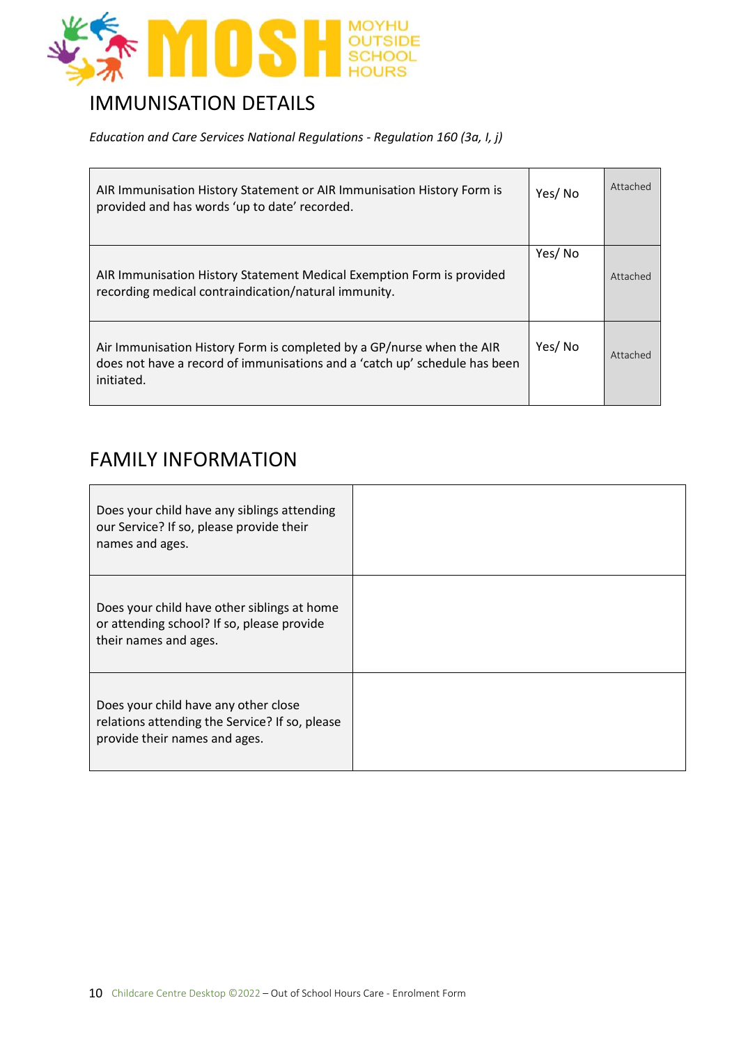## IMMUNISATION DETAILS

*Education and Care Services National Regulations - Regulation 160 (3a, I, j)*

| | | |
|---|---|---|
| AIR Immunisation History Statement or AIR Immunisation History Form is provided and has words 'up to date' recorded. | Yes/ No | Attached |
| AIR Immunisation History Statement Medical Exemption Form is provided recording medical contraindication/natural immunity. | Yes/ No | Attached |
| Air Immunisation History Form is completed by a GP/nurse when the AIR does not have a record of immunisations and a 'catch up' schedule has been initiated. | Yes/ No | Attached |

## FAMILY INFORMATION

| | |
|---|---|
| Does your child have any siblings attending our Service? If so, please provide their names and ages. | |
| Does your child have other siblings at home or attending school? If so, please provide their names and ages. | |
| Does your child have any other close relations attending the Service? If so, please provide their names and ages. | |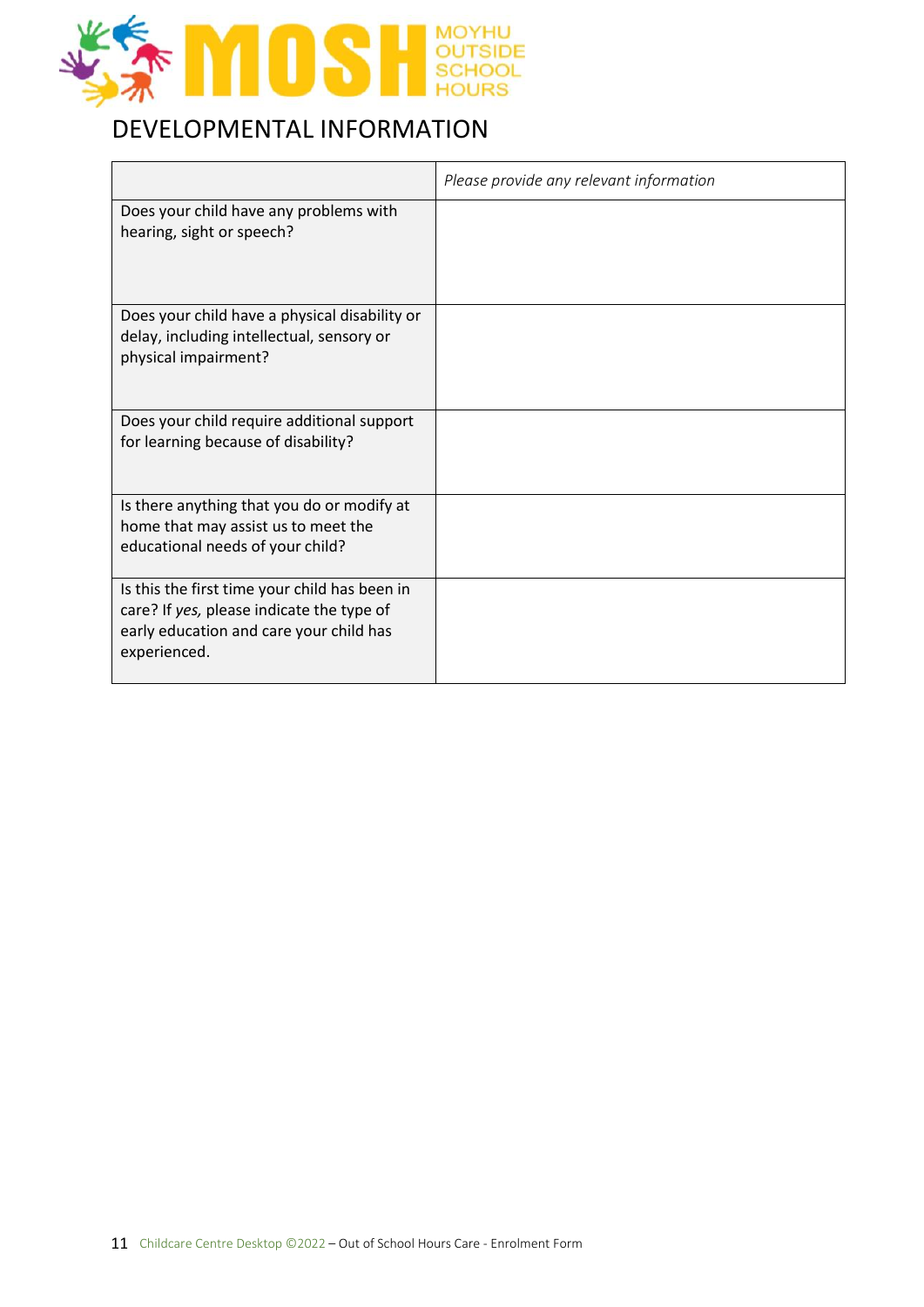# DEVELOPMENTAL INFORMATION

| | *Please provide any relevant information* |
|---|---|
| Does your child have any problems with hearing, sight or speech? | |
| Does your child have a physical disability or delay, including intellectual, sensory or physical impairment? | |
| Does your child require additional support for learning because of disability? | |
| Is there anything that you do or modify at home that may assist us to meet the educational needs of your child? | |
| Is this the first time your child has been in care? If *yes,* please indicate the type of early education and care your child has experienced. | |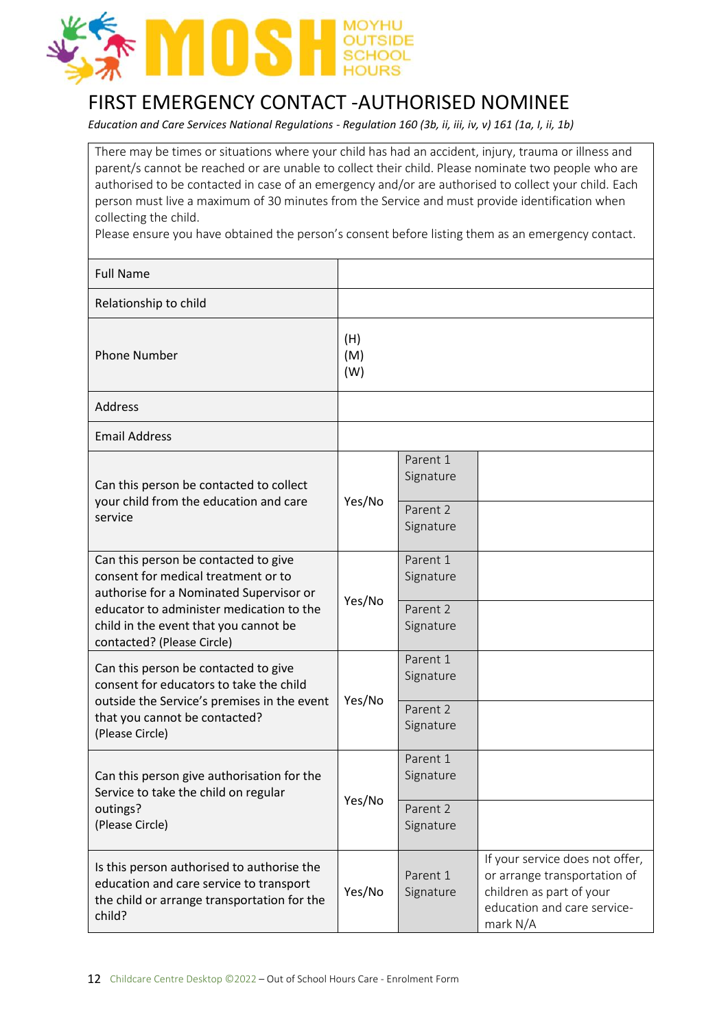MOSH MOYHU OUTSIDE SCHOOL HOURS

# FIRST EMERGENCY CONTACT -AUTHORISED NOMINEE

*Education and Care Services National Regulations - Regulation 160 (3b, ii, iii, iv, v) 161 (1a, I, ii, 1b)*

There may be times or situations where your child has had an accident, injury, trauma or illness and parent/s cannot be reached or are unable to collect their child. Please nominate two people who are authorised to be contacted in case of an emergency and/or are authorised to collect your child. Each person must live a maximum of 30 minutes from the Service and must provide identification when collecting the child.

Please ensure you have obtained the person's consent before listing them as an emergency contact.

| Full Name | | | |
|---|---|---|---|
| Relationship to child | | | |
| Phone Number | (H)<br>(M)<br>(W) | | |
| Address | | | |
| Email Address | | | |
| Can this person be contacted to collect your child from the education and care service | Yes/No | Parent 1 Signature | |
| | | Parent 2 Signature | |
| Can this person be contacted to give consent for medical treatment or to authorise for a Nominated Supervisor or educator to administer medication to the child in the event that you cannot be contacted? (Please Circle) | Yes/No | Parent 1 Signature | |
| | | Parent 2 Signature | |
| Can this person be contacted to give consent for educators to take the child outside the Service's premises in the event that you cannot be contacted? (Please Circle) | Yes/No | Parent 1 Signature | |
| | | Parent 2 Signature | |
| Can this person give authorisation for the Service to take the child on regular outings? (Please Circle) | Yes/No | Parent 1 Signature | |
| | | Parent 2 Signature | |
| Is this person authorised to authorise the education and care service to transport the child or arrange transportation for the child? | Yes/No | Parent 1 Signature | If your service does not offer, or arrange transportation of children as part of your education and care service-mark N/A |

Childcare Centre Desktop ©2022 – Out of School Hours Care - Enrolment Form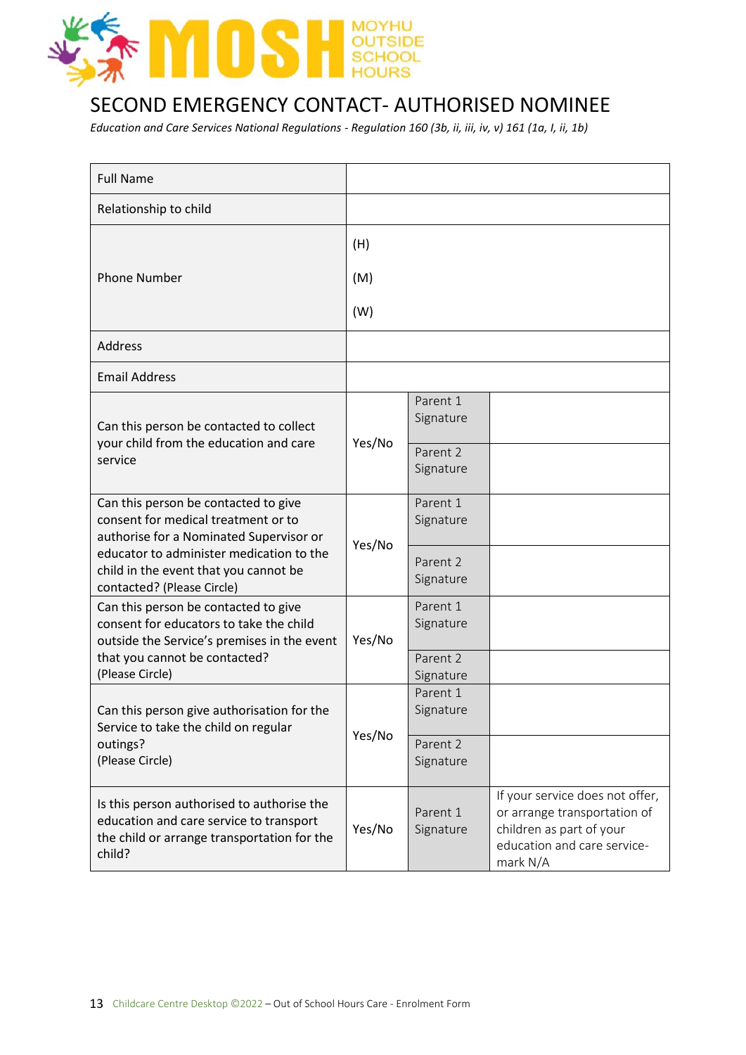MOSH MOYHU OUTSIDE SCHOOL HOURS

# SECOND EMERGENCY CONTACT- AUTHORISED NOMINEE

*Education and Care Services National Regulations - Regulation 160 (3b, ii, iii, iv, v) 161 (1a, I, ii, 1b)*

| Full Name | | | |
|---|---|---|---|
| Relationship to child | | | |
| Phone Number | (H)<br>(M)<br>(W) | | |
| Address | | | |
| Email Address | | | |
| Can this person be contacted to collect your child from the education and care service | Yes/No | Parent 1 Signature | |
| | | Parent 2 Signature | |
| Can this person be contacted to give consent for medical treatment or to authorise for a Nominated Supervisor or educator to administer medication to the child in the event that you cannot be contacted? (Please Circle) | Yes/No | Parent 1 Signature | |
| | | Parent 2 Signature | |
| Can this person be contacted to give consent for educators to take the child outside the Service's premises in the event that you cannot be contacted? (Please Circle) | Yes/No | Parent 1 Signature | |
| | | Parent 2 Signature | |
| Can this person give authorisation for the Service to take the child on regular outings? (Please Circle) | Yes/No | Parent 1 Signature | |
| | | Parent 2 Signature | |
| Is this person authorised to authorise the education and care service to transport the child or arrange transportation for the child? | Yes/No | Parent 1 Signature | If your service does not offer, or arrange transportation of children as part of your education and care service- mark N/A |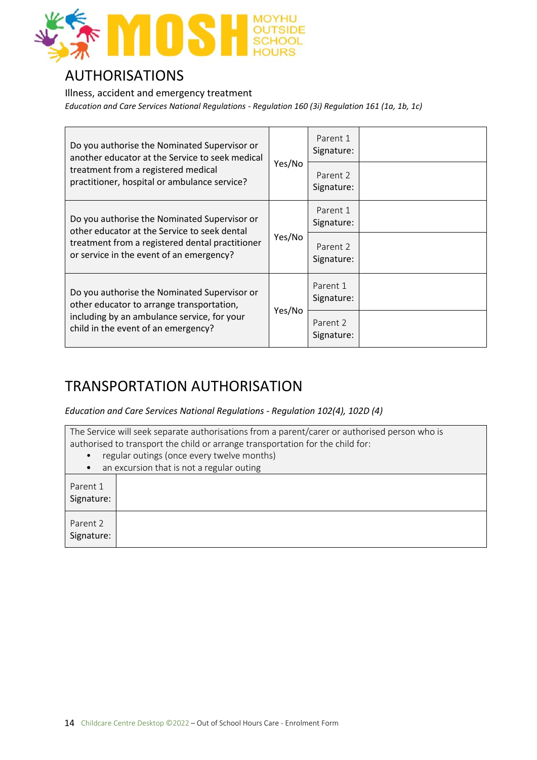MOSH MOYHU OUTSIDE SCHOOL HOURS

# AUTHORISATIONS

Illness, accident and emergency treatment

*Education and Care Services National Regulations - Regulation 160 (3i) Regulation 161 (1a, 1b, 1c)*

| | | | |
|---|---|---|---|
| Do you authorise the Nominated Supervisor or another educator at the Service to seek medical treatment from a registered medical practitioner, hospital or ambulance service? | Yes/No | Parent 1 Signature: | |
| | | Parent 2 Signature: | |
| Do you authorise the Nominated Supervisor or other educator at the Service to seek dental treatment from a registered dental practitioner or service in the event of an emergency? | Yes/No | Parent 1 Signature: | |
| | | Parent 2 Signature: | |
| Do you authorise the Nominated Supervisor or other educator to arrange transportation, including by an ambulance service, for your child in the event of an emergency? | Yes/No | Parent 1 Signature: | |
| | | Parent 2 Signature: | |

# TRANSPORTATION AUTHORISATION

*Education and Care Services National Regulations - Regulation 102(4), 102D (4)*

The Service will seek separate authorisations from a parent/carer or authorised person who is authorised to transport the child or arrange transportation for the child for:

- regular outings (once every twelve months)
- an excursion that is not a regular outing

| | |
|---|---|
| Parent 1 Signature: | |
| Parent 2 Signature: | |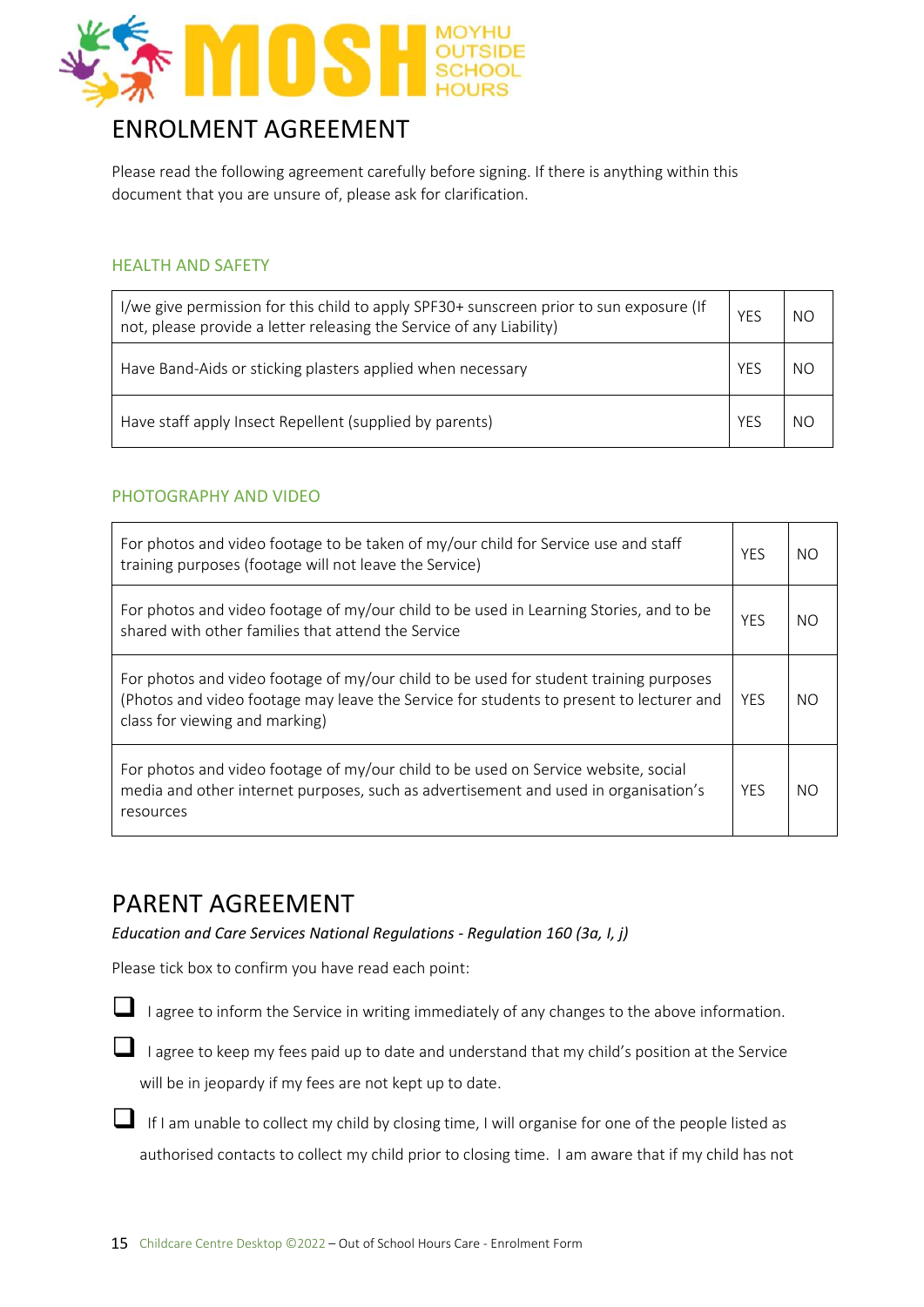# ENROLMENT AGREEMENT

Please read the following agreement carefully before signing. If there is anything within this document that you are unsure of, please ask for clarification.

### HEALTH AND SAFETY

| | | |
|---|---|---|
| I/we give permission for this child to apply SPF30+ sunscreen prior to sun exposure (If not, please provide a letter releasing the Service of any Liability) | YES | NO |
| Have Band-Aids or sticking plasters applied when necessary | YES | NO |
| Have staff apply Insect Repellent (supplied by parents) | YES | NO |

### PHOTOGRAPHY AND VIDEO

| | | |
|---|---|---|
| For photos and video footage to be taken of my/our child for Service use and staff training purposes (footage will not leave the Service) | YES | NO |
| For photos and video footage of my/our child to be used in Learning Stories, and to be shared with other families that attend the Service | YES | NO |
| For photos and video footage of my/our child to be used for student training purposes (Photos and video footage may leave the Service for students to present to lecturer and class for viewing and marking) | YES | NO |
| For photos and video footage of my/our child to be used on Service website, social media and other internet purposes, such as advertisement and used in organisation's resources | YES | NO |

# PARENT AGREEMENT

*Education and Care Services National Regulations - Regulation 160 (3a, I, j)*

Please tick box to confirm you have read each point:

- ☐ I agree to inform the Service in writing immediately of any changes to the above information.
- ☐ I agree to keep my fees paid up to date and understand that my child's position at the Service will be in jeopardy if my fees are not kept up to date.
- ☐ If I am unable to collect my child by closing time, I will organise for one of the people listed as authorised contacts to collect my child prior to closing time. I am aware that if my child has not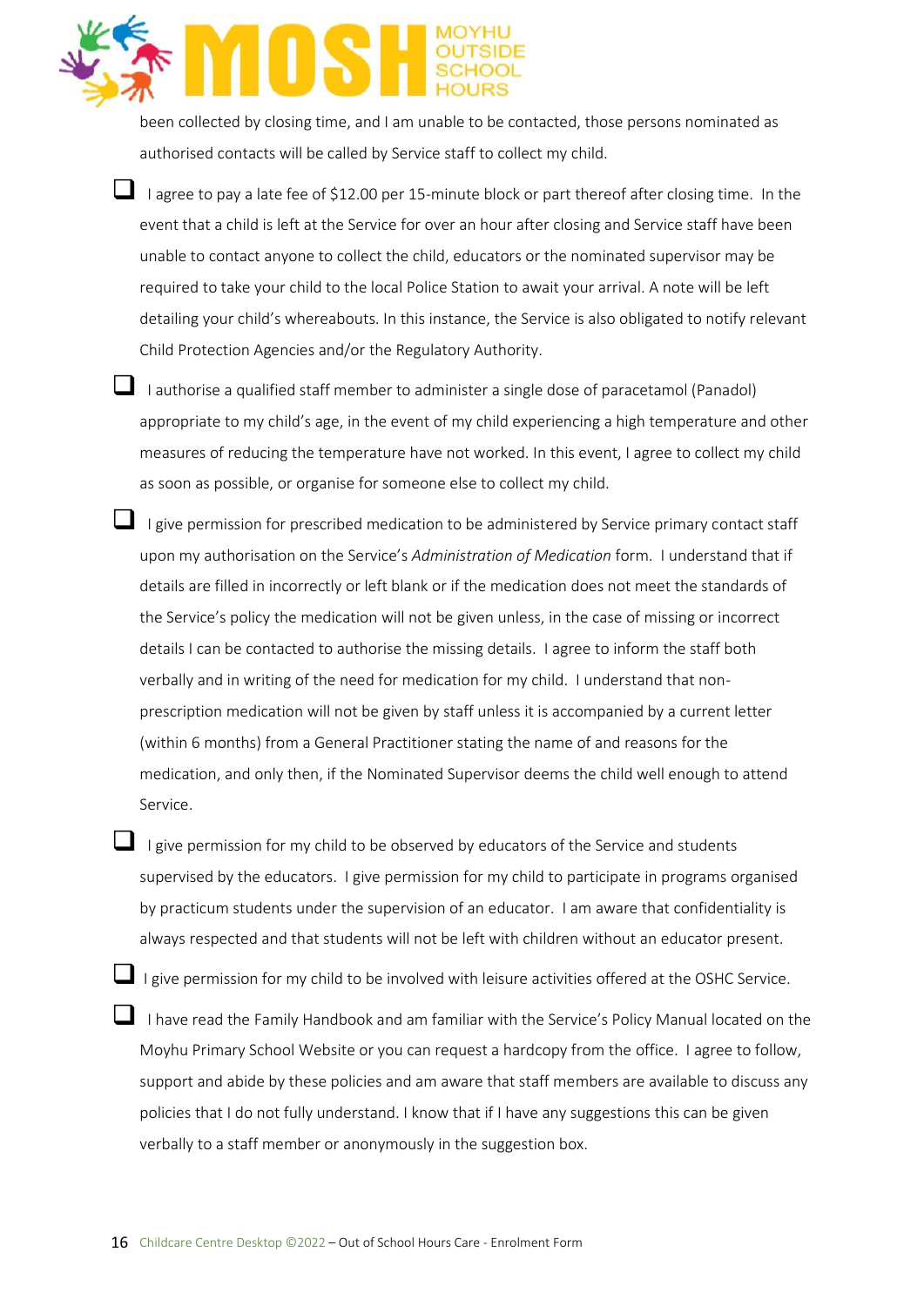been collected by closing time, and I am unable to be contacted, those persons nominated as authorised contacts will be called by Service staff to collect my child.

- ❑ I agree to pay a late fee of $12.00 per 15-minute block or part thereof after closing time. In the event that a child is left at the Service for over an hour after closing and Service staff have been unable to contact anyone to collect the child, educators or the nominated supervisor may be required to take your child to the local Police Station to await your arrival. A note will be left detailing your child's whereabouts. In this instance, the Service is also obligated to notify relevant Child Protection Agencies and/or the Regulatory Authority.

- ❑ I authorise a qualified staff member to administer a single dose of paracetamol (Panadol) appropriate to my child's age, in the event of my child experiencing a high temperature and other measures of reducing the temperature have not worked. In this event, I agree to collect my child as soon as possible, or organise for someone else to collect my child.

- ❑ I give permission for prescribed medication to be administered by Service primary contact staff upon my authorisation on the Service's *Administration of Medication* form. I understand that if details are filled in incorrectly or left blank or if the medication does not meet the standards of the Service's policy the medication will not be given unless, in the case of missing or incorrect details I can be contacted to authorise the missing details. I agree to inform the staff both verbally and in writing of the need for medication for my child. I understand that non-prescription medication will not be given by staff unless it is accompanied by a current letter (within 6 months) from a General Practitioner stating the name of and reasons for the medication, and only then, if the Nominated Supervisor deems the child well enough to attend Service.

- ❑ I give permission for my child to be observed by educators of the Service and students supervised by the educators. I give permission for my child to participate in programs organised by practicum students under the supervision of an educator. I am aware that confidentiality is always respected and that students will not be left with children without an educator present.

- ❑ I give permission for my child to be involved with leisure activities offered at the OSHC Service.

- ❑ I have read the Family Handbook and am familiar with the Service's Policy Manual located on the Moyhu Primary School Website or you can request a hardcopy from the office. I agree to follow, support and abide by these policies and am aware that staff members are available to discuss any policies that I do not fully understand. I know that if I have any suggestions this can be given verbally to a staff member or anonymously in the suggestion box.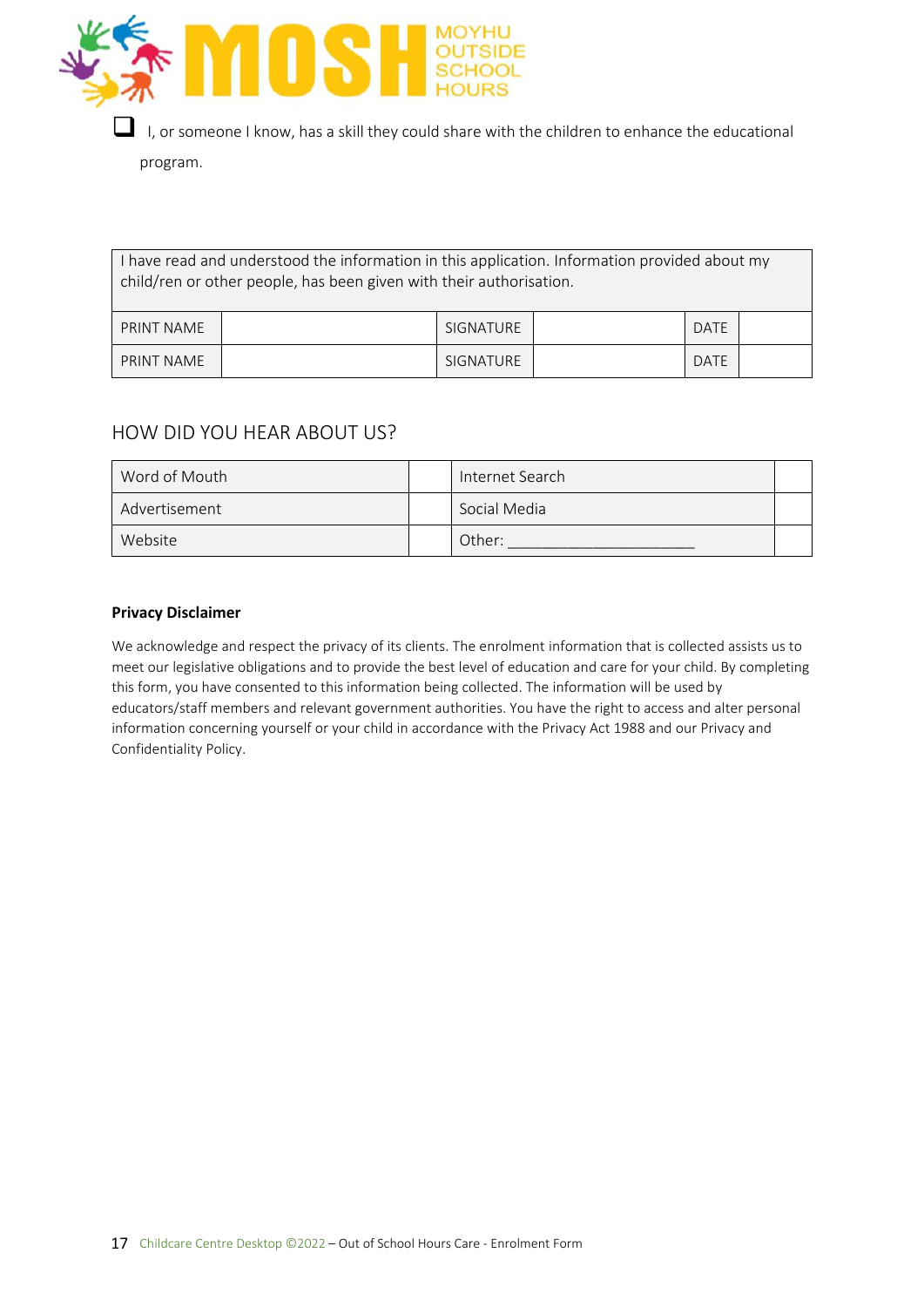- [ ] I, or someone I know, has a skill they could share with the children to enhance the educational program.

| I have read and understood the information in this application. Information provided about my child/ren or other people, has been given with their authorisation. | | | | | |
|---|---|---|---|---|---|
| PRINT NAME | | SIGNATURE | | DATE | |
| PRINT NAME | | SIGNATURE | | DATE | |

## HOW DID YOU HEAR ABOUT US?

| | | | |
|---|---|---|---|
| Word of Mouth | | Internet Search | |
| Advertisement | | Social Media | |
| Website | | Other: ______________________ | |

**Privacy Disclaimer**

We acknowledge and respect the privacy of its clients. The enrolment information that is collected assists us to meet our legislative obligations and to provide the best level of education and care for your child. By completing this form, you have consented to this information being collected. The information will be used by educators/staff members and relevant government authorities. You have the right to access and alter personal information concerning yourself or your child in accordance with the Privacy Act 1988 and our Privacy and Confidentiality Policy.